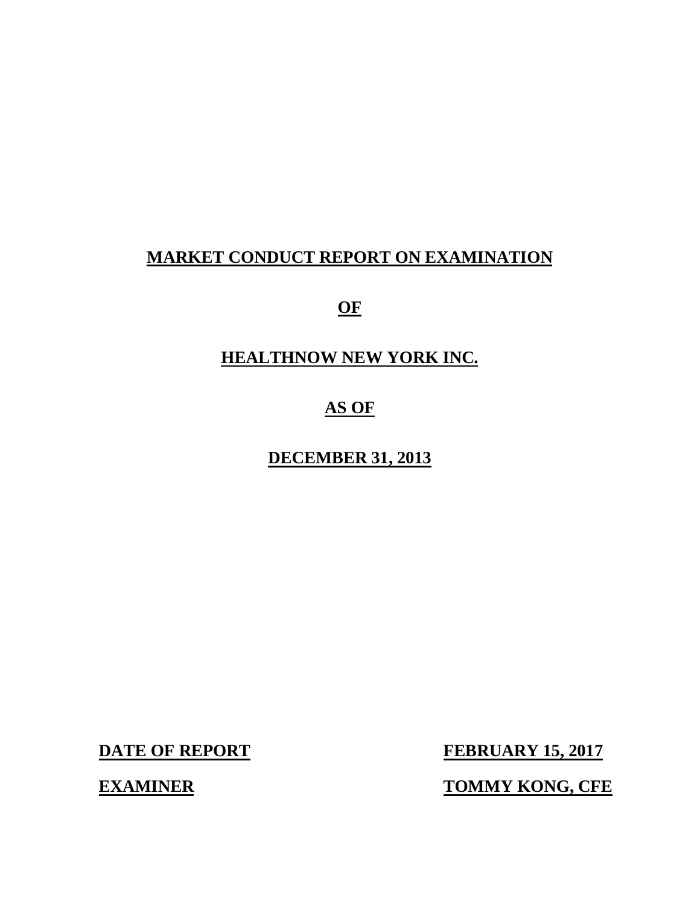# MARKET CONDUCT REPORT ON EXAMINATION

# OF

# HEALTHNOW NEW YORK INC.

# AS OF

# DECEMBER 31, 2013

**DATE OF REPORT** **FEBRUARY 15, 2017**

**EXAMINER** **TOMMY KONG, CFE**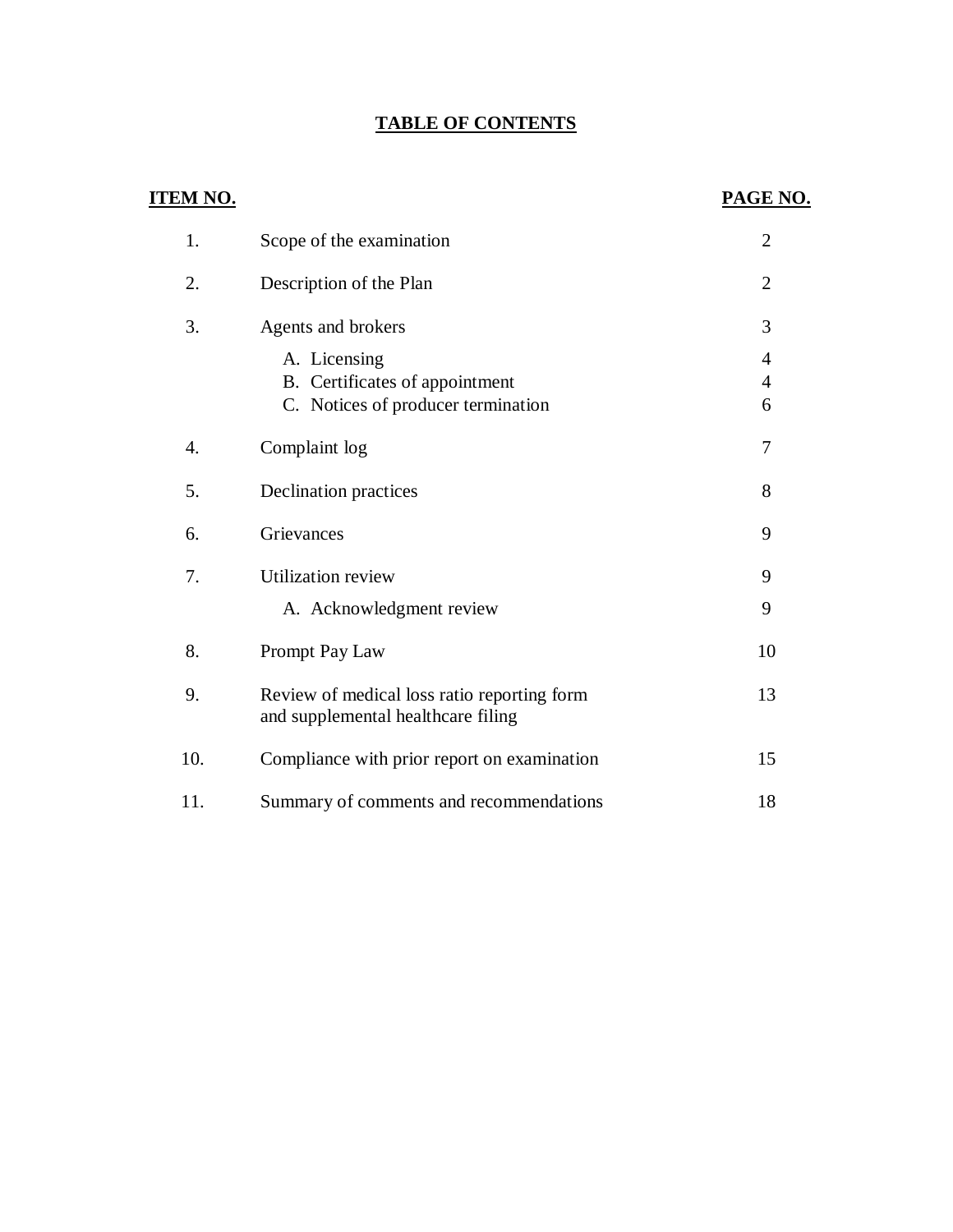# TABLE OF CONTENTS

| ITEM NO. | | PAGE NO. |
|---|---|---|
| 1. | Scope of the examination | 2 |
| 2. | Description of the Plan | 2 |
| 3. | Agents and brokers | 3 |
| | A. Licensing | 4 |
| | B. Certificates of appointment | 4 |
| | C. Notices of producer termination | 6 |
| 4. | Complaint log | 7 |
| 5. | Declination practices | 8 |
| 6. | Grievances | 9 |
| 7. | Utilization review | 9 |
| | A. Acknowledgment review | 9 |
| 8. | Prompt Pay Law | 10 |
| 9. | Review of medical loss ratio reporting form and supplemental healthcare filing | 13 |
| 10. | Compliance with prior report on examination | 15 |
| 11. | Summary of comments and recommendations | 18 |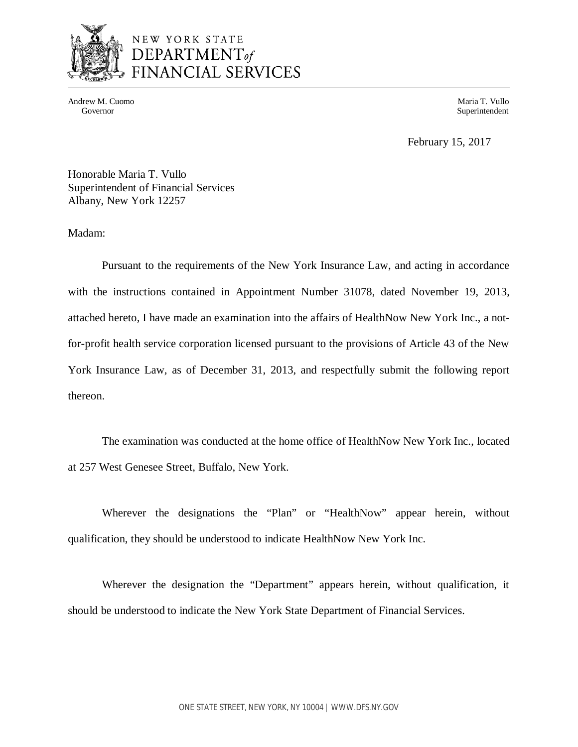NEW YORK STATE
DEPARTMENT of
FINANCIAL SERVICES

Andrew M. Cuomo
Governor

Maria T. Vullo
Superintendent

February 15, 2017

Honorable Maria T. Vullo
Superintendent of Financial Services
Albany, New York 12257

Madam:

Pursuant to the requirements of the New York Insurance Law, and acting in accordance with the instructions contained in Appointment Number 31078, dated November 19, 2013, attached hereto, I have made an examination into the affairs of HealthNow New York Inc., a not-for-profit health service corporation licensed pursuant to the provisions of Article 43 of the New York Insurance Law, as of December 31, 2013, and respectfully submit the following report thereon.

The examination was conducted at the home office of HealthNow New York Inc., located at 257 West Genesee Street, Buffalo, New York.

Wherever the designations the "Plan" or "HealthNow" appear herein, without qualification, they should be understood to indicate HealthNow New York Inc.

Wherever the designation the "Department" appears herein, without qualification, it should be understood to indicate the New York State Department of Financial Services.

ONE STATE STREET, NEW YORK, NY 10004 | WWW.DFS.NY.GOV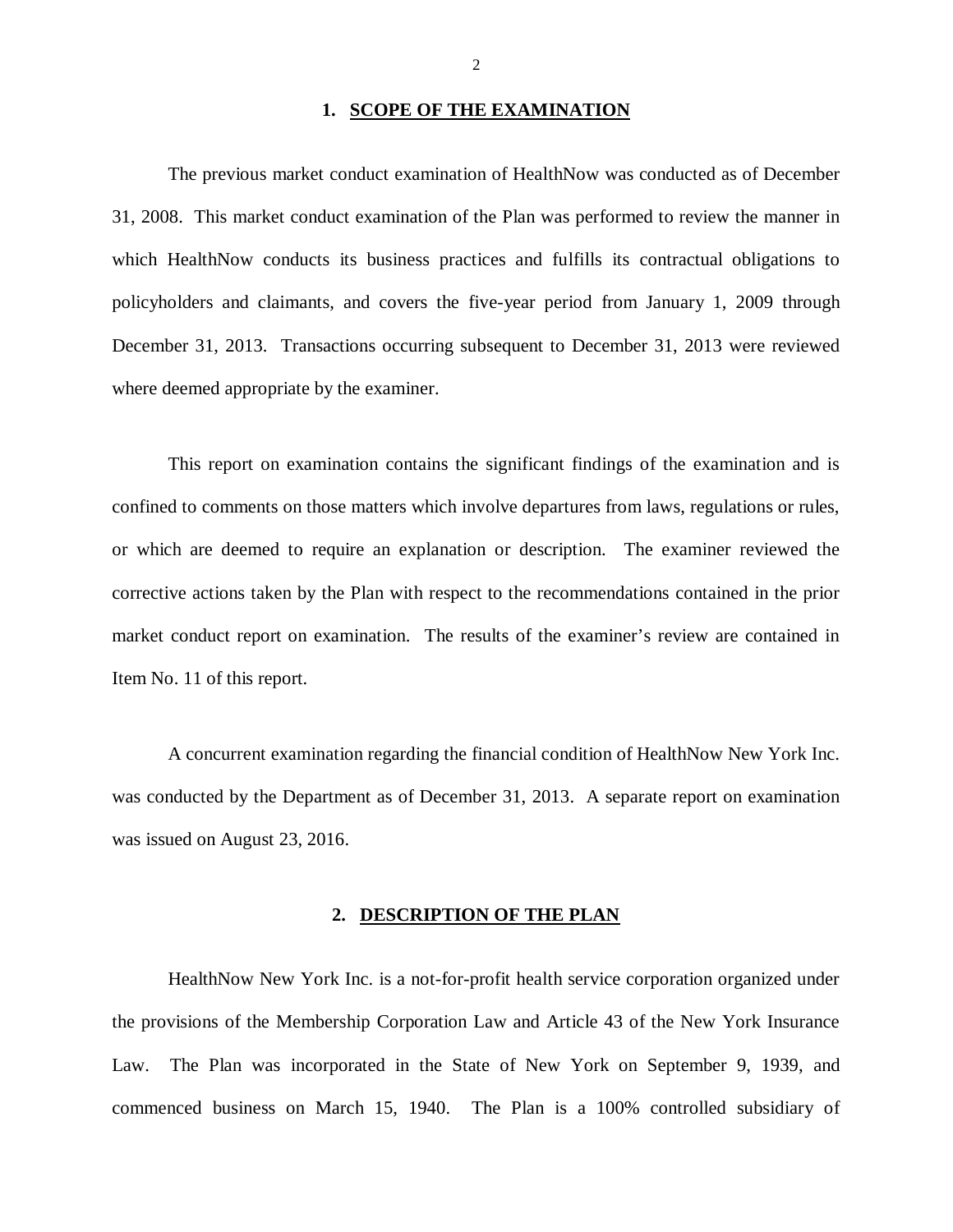## 1. SCOPE OF THE EXAMINATION

The previous market conduct examination of HealthNow was conducted as of December 31, 2008. This market conduct examination of the Plan was performed to review the manner in which HealthNow conducts its business practices and fulfills its contractual obligations to policyholders and claimants, and covers the five-year period from January 1, 2009 through December 31, 2013. Transactions occurring subsequent to December 31, 2013 were reviewed where deemed appropriate by the examiner.

This report on examination contains the significant findings of the examination and is confined to comments on those matters which involve departures from laws, regulations or rules, or which are deemed to require an explanation or description. The examiner reviewed the corrective actions taken by the Plan with respect to the recommendations contained in the prior market conduct report on examination. The results of the examiner's review are contained in Item No. 11 of this report.

A concurrent examination regarding the financial condition of HealthNow New York Inc. was conducted by the Department as of December 31, 2013. A separate report on examination was issued on August 23, 2016.

## 2. DESCRIPTION OF THE PLAN

HealthNow New York Inc. is a not-for-profit health service corporation organized under the provisions of the Membership Corporation Law and Article 43 of the New York Insurance Law. The Plan was incorporated in the State of New York on September 9, 1939, and commenced business on March 15, 1940. The Plan is a 100% controlled subsidiary of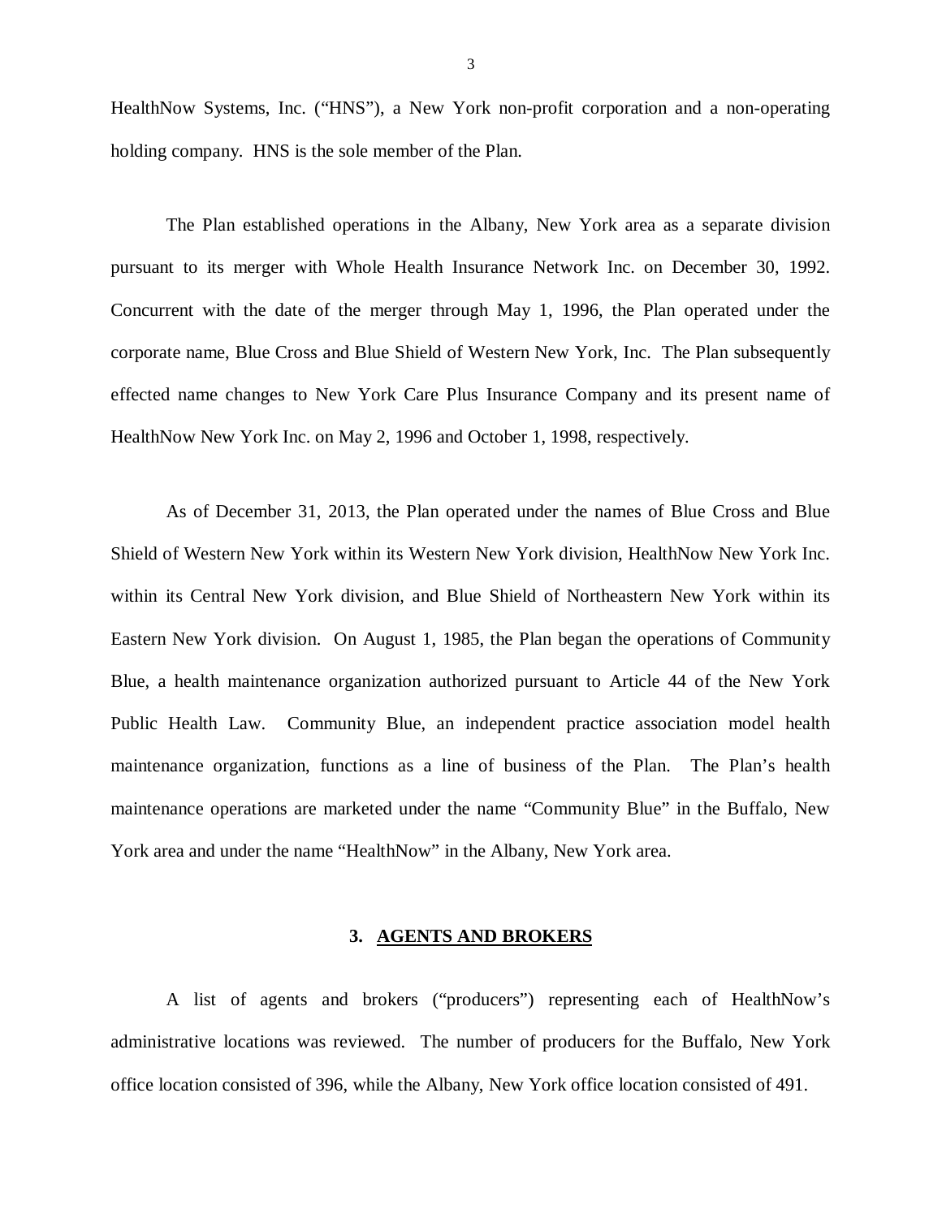HealthNow Systems, Inc. ("HNS"), a New York non-profit corporation and a non-operating holding company. HNS is the sole member of the Plan.

The Plan established operations in the Albany, New York area as a separate division pursuant to its merger with Whole Health Insurance Network Inc. on December 30, 1992. Concurrent with the date of the merger through May 1, 1996, the Plan operated under the corporate name, Blue Cross and Blue Shield of Western New York, Inc. The Plan subsequently effected name changes to New York Care Plus Insurance Company and its present name of HealthNow New York Inc. on May 2, 1996 and October 1, 1998, respectively.

As of December 31, 2013, the Plan operated under the names of Blue Cross and Blue Shield of Western New York within its Western New York division, HealthNow New York Inc. within its Central New York division, and Blue Shield of Northeastern New York within its Eastern New York division. On August 1, 1985, the Plan began the operations of Community Blue, a health maintenance organization authorized pursuant to Article 44 of the New York Public Health Law. Community Blue, an independent practice association model health maintenance organization, functions as a line of business of the Plan. The Plan's health maintenance operations are marketed under the name "Community Blue" in the Buffalo, New York area and under the name "HealthNow" in the Albany, New York area.

## 3. AGENTS AND BROKERS

A list of agents and brokers ("producers") representing each of HealthNow's administrative locations was reviewed. The number of producers for the Buffalo, New York office location consisted of 396, while the Albany, New York office location consisted of 491.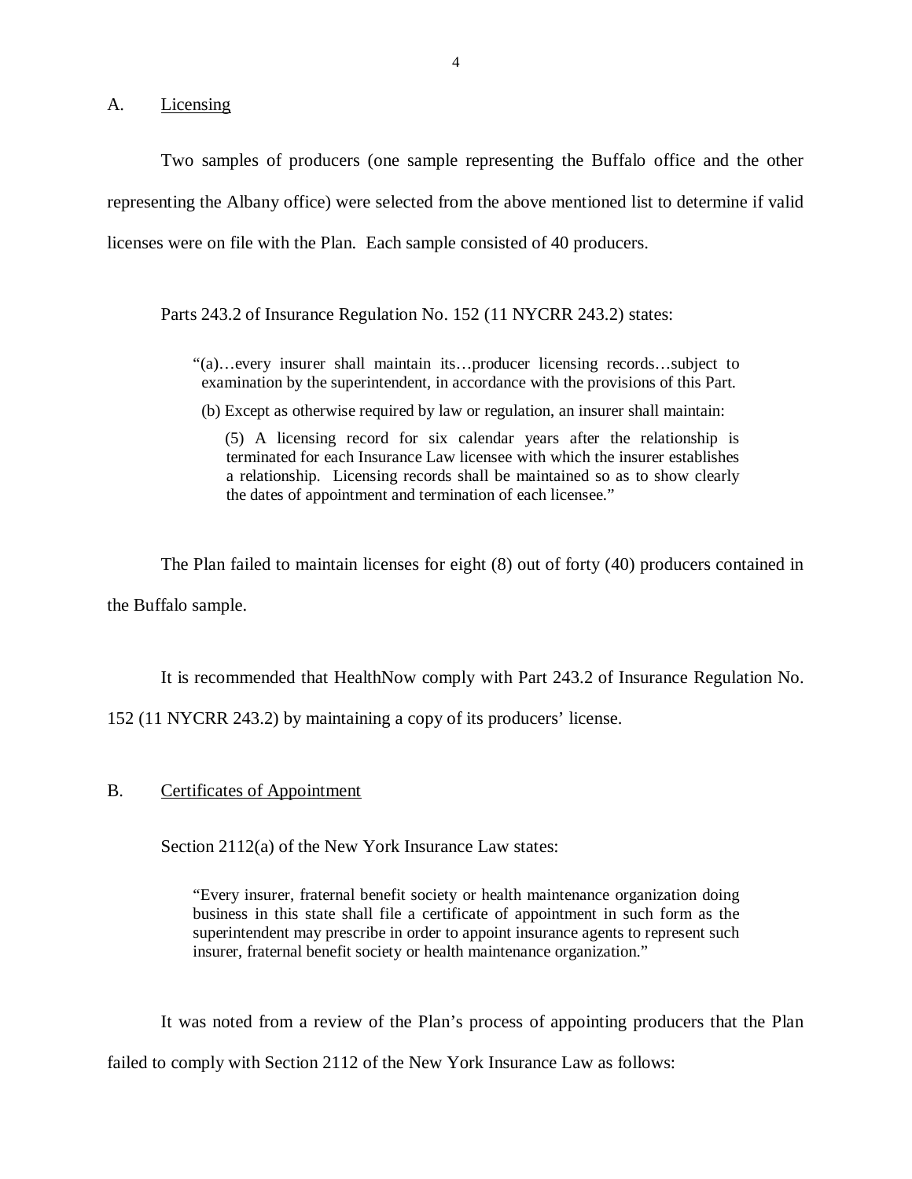## A. Licensing

Two samples of producers (one sample representing the Buffalo office and the other representing the Albany office) were selected from the above mentioned list to determine if valid licenses were on file with the Plan. Each sample consisted of 40 producers.

Parts 243.2 of Insurance Regulation No. 152 (11 NYCRR 243.2) states:

> "(a)…every insurer shall maintain its…producer licensing records…subject to examination by the superintendent, in accordance with the provisions of this Part.
>
> (b) Except as otherwise required by law or regulation, an insurer shall maintain:
>
> (5) A licensing record for six calendar years after the relationship is terminated for each Insurance Law licensee with which the insurer establishes a relationship. Licensing records shall be maintained so as to show clearly the dates of appointment and termination of each licensee."

The Plan failed to maintain licenses for eight (8) out of forty (40) producers contained in the Buffalo sample.

It is recommended that HealthNow comply with Part 243.2 of Insurance Regulation No. 152 (11 NYCRR 243.2) by maintaining a copy of its producers' license.

## B. Certificates of Appointment

Section 2112(a) of the New York Insurance Law states:

> "Every insurer, fraternal benefit society or health maintenance organization doing business in this state shall file a certificate of appointment in such form as the superintendent may prescribe in order to appoint insurance agents to represent such insurer, fraternal benefit society or health maintenance organization."

It was noted from a review of the Plan's process of appointing producers that the Plan failed to comply with Section 2112 of the New York Insurance Law as follows: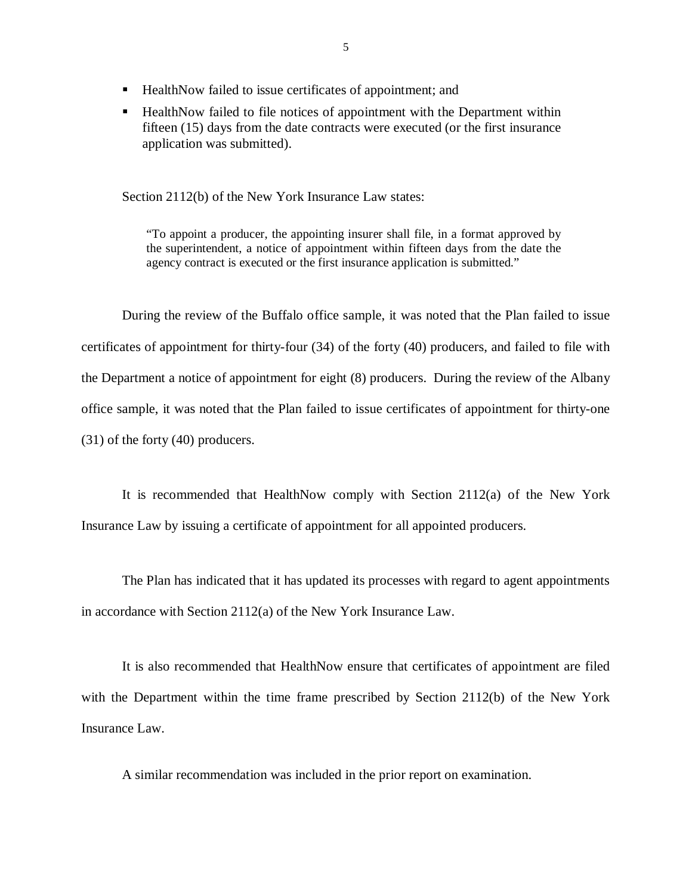- HealthNow failed to issue certificates of appointment; and
- HealthNow failed to file notices of appointment with the Department within fifteen (15) days from the date contracts were executed (or the first insurance application was submitted).

Section 2112(b) of the New York Insurance Law states:

> "To appoint a producer, the appointing insurer shall file, in a format approved by the superintendent, a notice of appointment within fifteen days from the date the agency contract is executed or the first insurance application is submitted."

During the review of the Buffalo office sample, it was noted that the Plan failed to issue certificates of appointment for thirty-four (34) of the forty (40) producers, and failed to file with the Department a notice of appointment for eight (8) producers. During the review of the Albany office sample, it was noted that the Plan failed to issue certificates of appointment for thirty-one (31) of the forty (40) producers.

It is recommended that HealthNow comply with Section 2112(a) of the New York Insurance Law by issuing a certificate of appointment for all appointed producers.

The Plan has indicated that it has updated its processes with regard to agent appointments in accordance with Section 2112(a) of the New York Insurance Law.

It is also recommended that HealthNow ensure that certificates of appointment are filed with the Department within the time frame prescribed by Section 2112(b) of the New York Insurance Law.

A similar recommendation was included in the prior report on examination.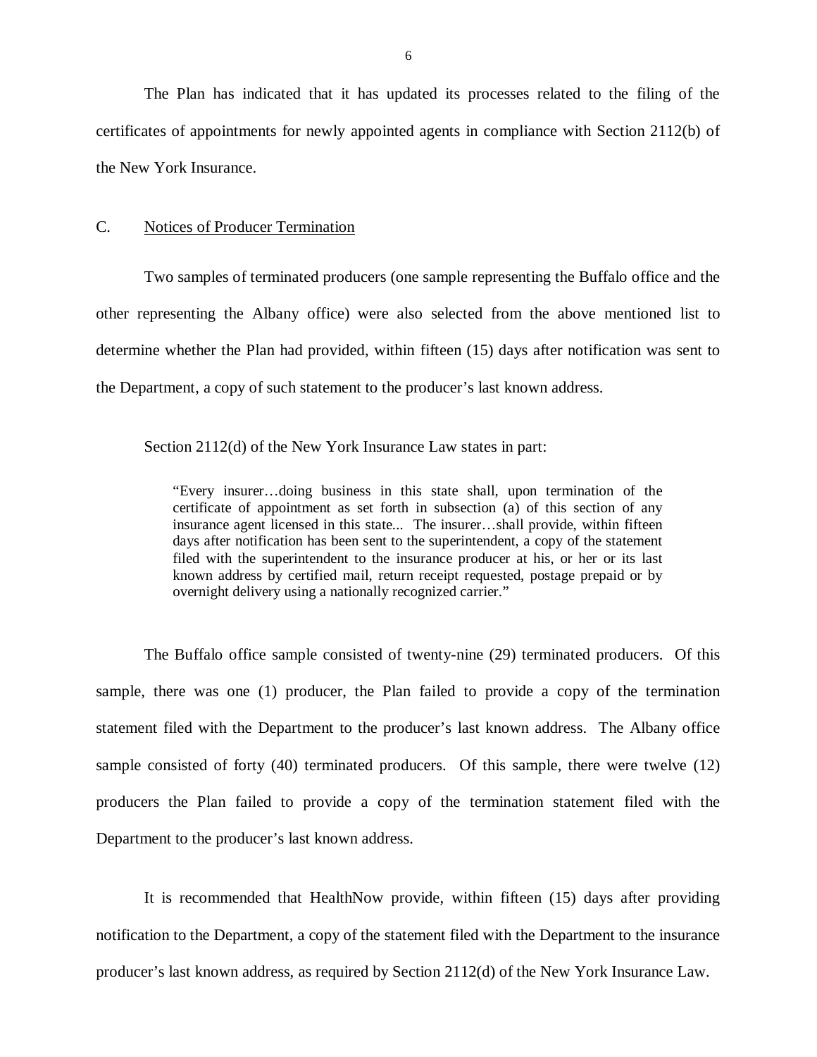The Plan has indicated that it has updated its processes related to the filing of the certificates of appointments for newly appointed agents in compliance with Section 2112(b) of the New York Insurance.

### C. Notices of Producer Termination

Two samples of terminated producers (one sample representing the Buffalo office and the other representing the Albany office) were also selected from the above mentioned list to determine whether the Plan had provided, within fifteen (15) days after notification was sent to the Department, a copy of such statement to the producer's last known address.

Section 2112(d) of the New York Insurance Law states in part:

> "Every insurer…doing business in this state shall, upon termination of the certificate of appointment as set forth in subsection (a) of this section of any insurance agent licensed in this state... The insurer…shall provide, within fifteen days after notification has been sent to the superintendent, a copy of the statement filed with the superintendent to the insurance producer at his, or her or its last known address by certified mail, return receipt requested, postage prepaid or by overnight delivery using a nationally recognized carrier."

The Buffalo office sample consisted of twenty-nine (29) terminated producers. Of this sample, there was one (1) producer, the Plan failed to provide a copy of the termination statement filed with the Department to the producer's last known address. The Albany office sample consisted of forty (40) terminated producers. Of this sample, there were twelve (12) producers the Plan failed to provide a copy of the termination statement filed with the Department to the producer's last known address.

It is recommended that HealthNow provide, within fifteen (15) days after providing notification to the Department, a copy of the statement filed with the Department to the insurance producer's last known address, as required by Section 2112(d) of the New York Insurance Law.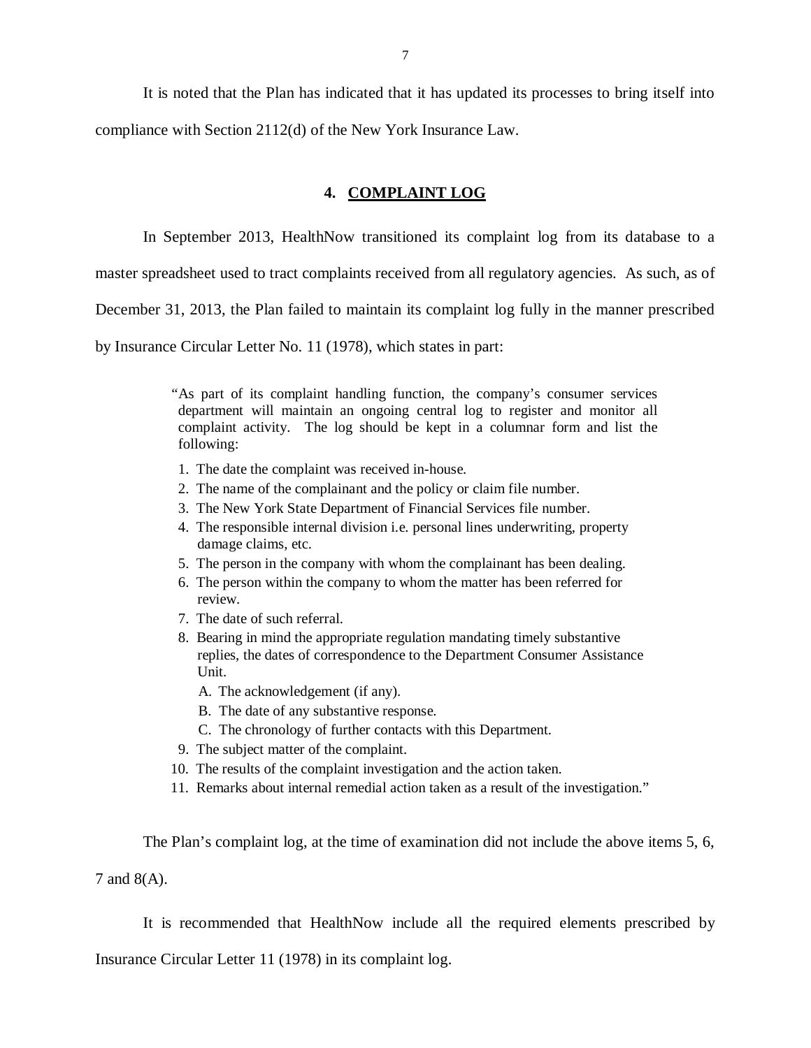It is noted that the Plan has indicated that it has updated its processes to bring itself into compliance with Section 2112(d) of the New York Insurance Law.

## 4. COMPLAINT LOG

In September 2013, HealthNow transitioned its complaint log from its database to a master spreadsheet used to tract complaints received from all regulatory agencies. As such, as of December 31, 2013, the Plan failed to maintain its complaint log fully in the manner prescribed by Insurance Circular Letter No. 11 (1978), which states in part:

> "As part of its complaint handling function, the company's consumer services department will maintain an ongoing central log to register and monitor all complaint activity. The log should be kept in a columnar form and list the following:
>
> 1. The date the complaint was received in-house.
> 2. The name of the complainant and the policy or claim file number.
> 3. The New York State Department of Financial Services file number.
> 4. The responsible internal division i.e. personal lines underwriting, property damage claims, etc.
> 5. The person in the company with whom the complainant has been dealing.
> 6. The person within the company to whom the matter has been referred for review.
> 7. The date of such referral.
> 8. Bearing in mind the appropriate regulation mandating timely substantive replies, the dates of correspondence to the Department Consumer Assistance Unit.
>    A. The acknowledgement (if any).
>    B. The date of any substantive response.
>    C. The chronology of further contacts with this Department.
> 9. The subject matter of the complaint.
> 10. The results of the complaint investigation and the action taken.
> 11. Remarks about internal remedial action taken as a result of the investigation."

The Plan's complaint log, at the time of examination did not include the above items 5, 6, 7 and 8(A).

It is recommended that HealthNow include all the required elements prescribed by Insurance Circular Letter 11 (1978) in its complaint log.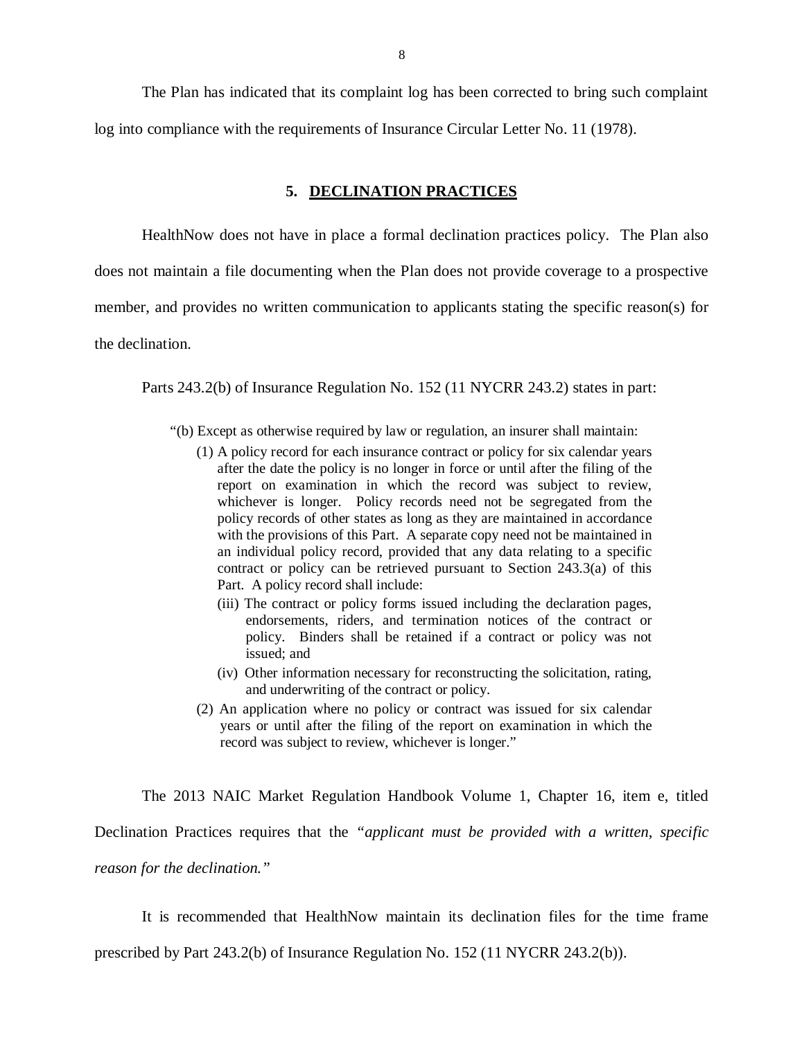The Plan has indicated that its complaint log has been corrected to bring such complaint log into compliance with the requirements of Insurance Circular Letter No. 11 (1978).

## 5. DECLINATION PRACTICES

HealthNow does not have in place a formal declination practices policy. The Plan also does not maintain a file documenting when the Plan does not provide coverage to a prospective member, and provides no written communication to applicants stating the specific reason(s) for the declination.

Parts 243.2(b) of Insurance Regulation No. 152 (11 NYCRR 243.2) states in part:

> "(b) Except as otherwise required by law or regulation, an insurer shall maintain:
>
> (1) A policy record for each insurance contract or policy for six calendar years after the date the policy is no longer in force or until after the filing of the report on examination in which the record was subject to review, whichever is longer. Policy records need not be segregated from the policy records of other states as long as they are maintained in accordance with the provisions of this Part. A separate copy need not be maintained in an individual policy record, provided that any data relating to a specific contract or policy can be retrieved pursuant to Section 243.3(a) of this Part. A policy record shall include:
>
> (iii) The contract or policy forms issued including the declaration pages, endorsements, riders, and termination notices of the contract or policy. Binders shall be retained if a contract or policy was not issued; and
>
> (iv) Other information necessary for reconstructing the solicitation, rating, and underwriting of the contract or policy.
>
> (2) An application where no policy or contract was issued for six calendar years or until after the filing of the report on examination in which the record was subject to review, whichever is longer."

The 2013 NAIC Market Regulation Handbook Volume 1, Chapter 16, item e, titled Declination Practices requires that the *"applicant must be provided with a written, specific reason for the declination."*

It is recommended that HealthNow maintain its declination files for the time frame prescribed by Part 243.2(b) of Insurance Regulation No. 152 (11 NYCRR 243.2(b)).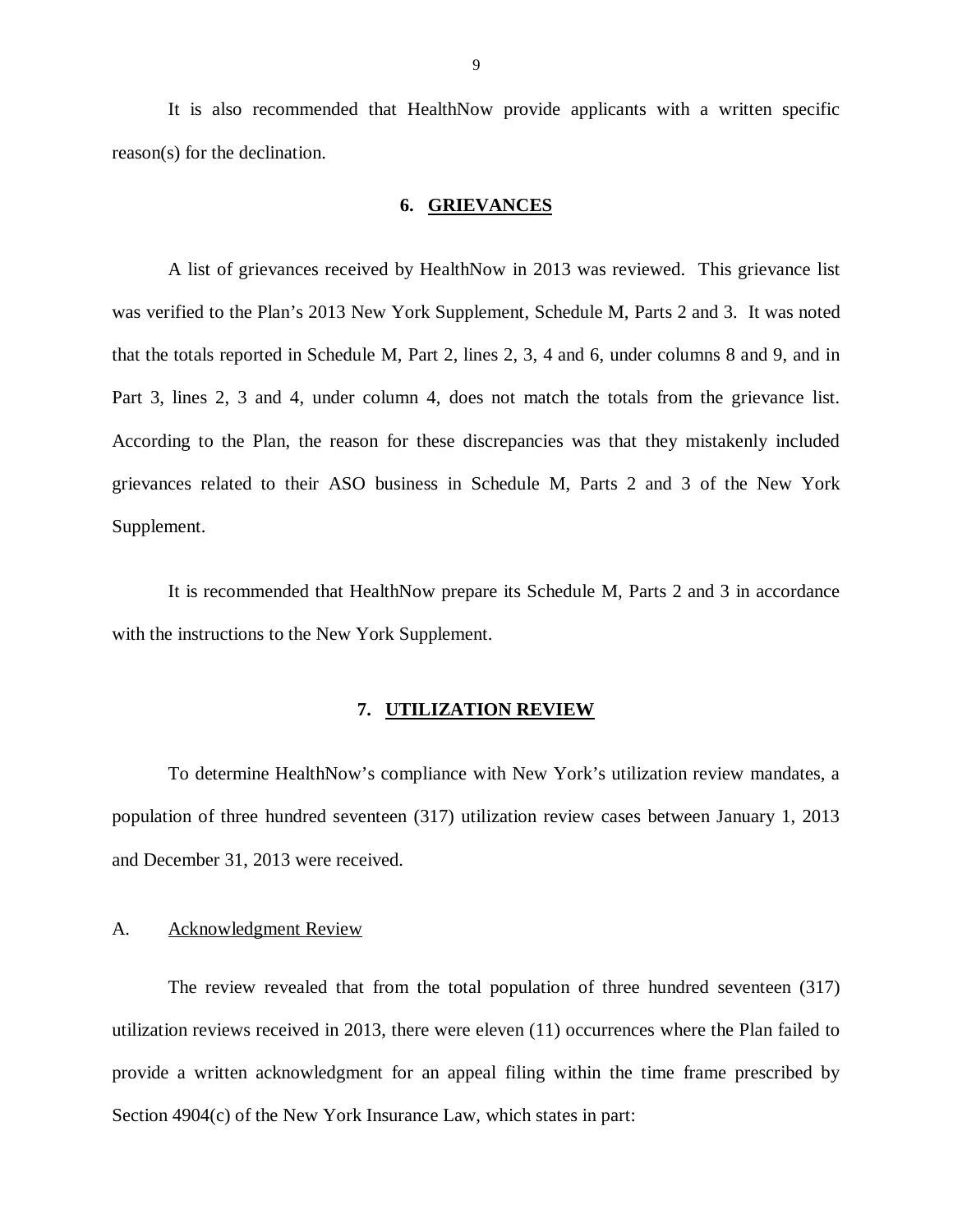It is also recommended that HealthNow provide applicants with a written specific reason(s) for the declination.

## 6. GRIEVANCES

A list of grievances received by HealthNow in 2013 was reviewed. This grievance list was verified to the Plan's 2013 New York Supplement, Schedule M, Parts 2 and 3. It was noted that the totals reported in Schedule M, Part 2, lines 2, 3, 4 and 6, under columns 8 and 9, and in Part 3, lines 2, 3 and 4, under column 4, does not match the totals from the grievance list. According to the Plan, the reason for these discrepancies was that they mistakenly included grievances related to their ASO business in Schedule M, Parts 2 and 3 of the New York Supplement.

It is recommended that HealthNow prepare its Schedule M, Parts 2 and 3 in accordance with the instructions to the New York Supplement.

## 7. UTILIZATION REVIEW

To determine HealthNow's compliance with New York's utilization review mandates, a population of three hundred seventeen (317) utilization review cases between January 1, 2013 and December 31, 2013 were received.

### A. Acknowledgment Review

The review revealed that from the total population of three hundred seventeen (317) utilization reviews received in 2013, there were eleven (11) occurrences where the Plan failed to provide a written acknowledgment for an appeal filing within the time frame prescribed by Section 4904(c) of the New York Insurance Law, which states in part: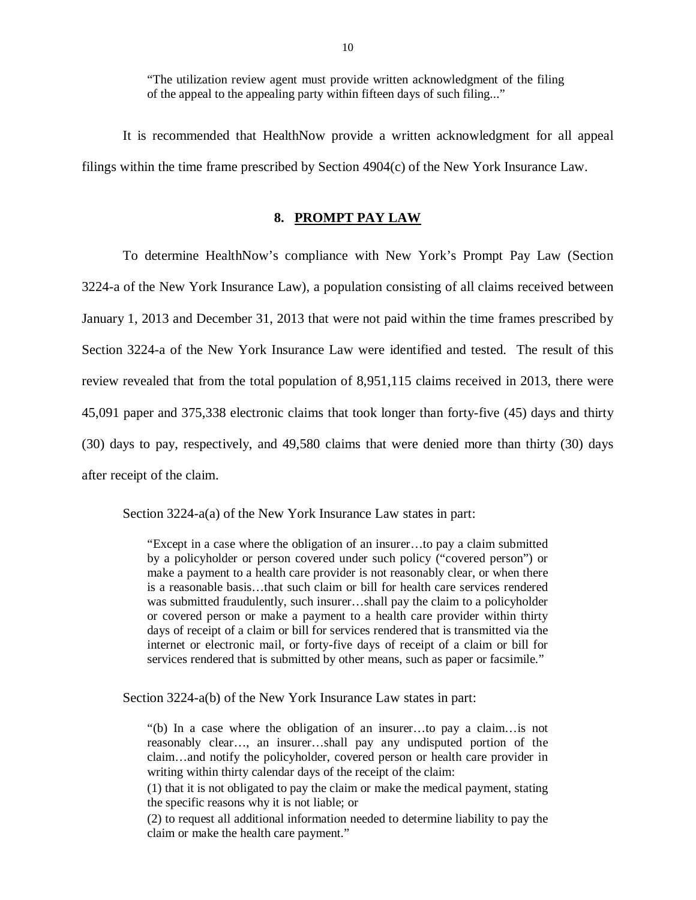> "The utilization review agent must provide written acknowledgment of the filing of the appeal to the appealing party within fifteen days of such filing..."

It is recommended that HealthNow provide a written acknowledgment for all appeal filings within the time frame prescribed by Section 4904(c) of the New York Insurance Law.

## 8. PROMPT PAY LAW

To determine HealthNow's compliance with New York's Prompt Pay Law (Section 3224-a of the New York Insurance Law), a population consisting of all claims received between January 1, 2013 and December 31, 2013 that were not paid within the time frames prescribed by Section 3224-a of the New York Insurance Law were identified and tested. The result of this review revealed that from the total population of 8,951,115 claims received in 2013, there were 45,091 paper and 375,338 electronic claims that took longer than forty-five (45) days and thirty (30) days to pay, respectively, and 49,580 claims that were denied more than thirty (30) days after receipt of the claim.

Section 3224-a(a) of the New York Insurance Law states in part:

> "Except in a case where the obligation of an insurer…to pay a claim submitted by a policyholder or person covered under such policy ("covered person") or make a payment to a health care provider is not reasonably clear, or when there is a reasonable basis…that such claim or bill for health care services rendered was submitted fraudulently, such insurer…shall pay the claim to a policyholder or covered person or make a payment to a health care provider within thirty days of receipt of a claim or bill for services rendered that is transmitted via the internet or electronic mail, or forty-five days of receipt of a claim or bill for services rendered that is submitted by other means, such as paper or facsimile."

Section 3224-a(b) of the New York Insurance Law states in part:

> "(b) In a case where the obligation of an insurer…to pay a claim…is not reasonably clear…, an insurer…shall pay any undisputed portion of the claim…and notify the policyholder, covered person or health care provider in writing within thirty calendar days of the receipt of the claim:
>
> (1) that it is not obligated to pay the claim or make the medical payment, stating the specific reasons why it is not liable; or
>
> (2) to request all additional information needed to determine liability to pay the claim or make the health care payment."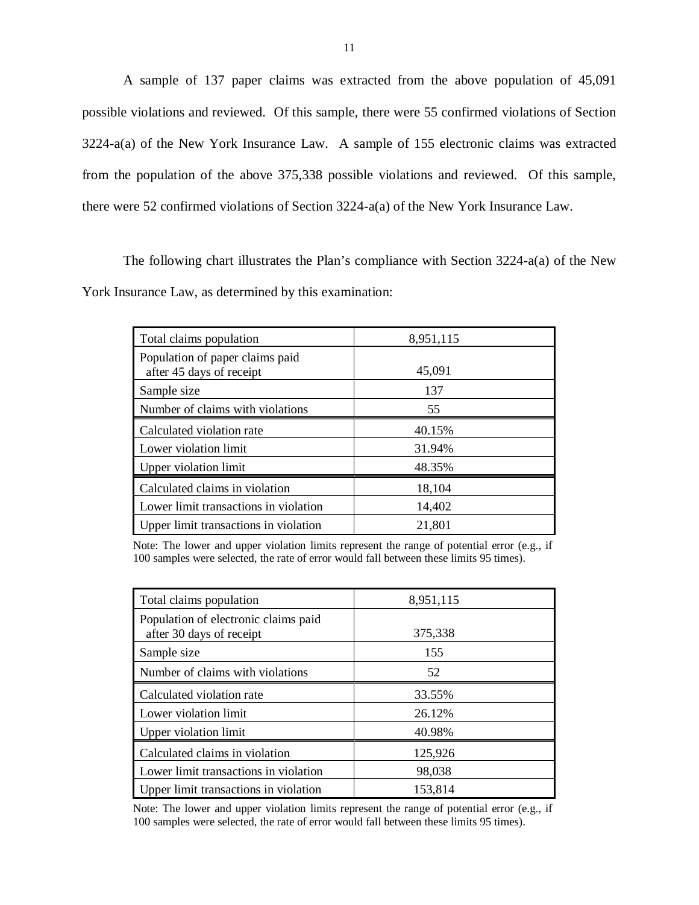A sample of 137 paper claims was extracted from the above population of 45,091 possible violations and reviewed. Of this sample, there were 55 confirmed violations of Section 3224-a(a) of the New York Insurance Law. A sample of 155 electronic claims was extracted from the population of the above 375,338 possible violations and reviewed. Of this sample, there were 52 confirmed violations of Section 3224-a(a) of the New York Insurance Law.

The following chart illustrates the Plan's compliance with Section 3224-a(a) of the New York Insurance Law, as determined by this examination:

| Total claims population | 8,951,115 |
|---|---|
| Population of paper claims paid after 45 days of receipt | 45,091 |
| Sample size | 137 |
| Number of claims with violations | 55 |
| Calculated violation rate | 40.15% |
| Lower violation limit | 31.94% |
| Upper violation limit | 48.35% |
| Calculated claims in violation | 18,104 |
| Lower limit transactions in violation | 14,402 |
| Upper limit transactions in violation | 21,801 |

Note: The lower and upper violation limits represent the range of potential error (e.g., if 100 samples were selected, the rate of error would fall between these limits 95 times).

| Total claims population | 8,951,115 |
|---|---|
| Population of electronic claims paid after 30 days of receipt | 375,338 |
| Sample size | 155 |
| Number of claims with violations | 52 |
| Calculated violation rate | 33.55% |
| Lower violation limit | 26.12% |
| Upper violation limit | 40.98% |
| Calculated claims in violation | 125,926 |
| Lower limit transactions in violation | 98,038 |
| Upper limit transactions in violation | 153,814 |

Note: The lower and upper violation limits represent the range of potential error (e.g., if 100 samples were selected, the rate of error would fall between these limits 95 times).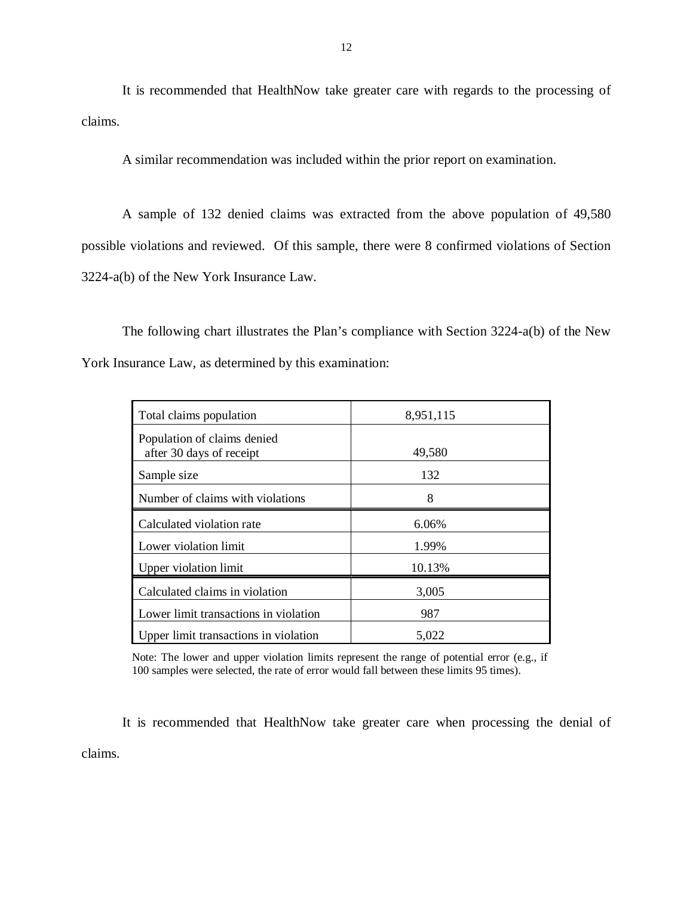It is recommended that HealthNow take greater care with regards to the processing of claims.

A similar recommendation was included within the prior report on examination.

A sample of 132 denied claims was extracted from the above population of 49,580 possible violations and reviewed. Of this sample, there were 8 confirmed violations of Section 3224-a(b) of the New York Insurance Law.

The following chart illustrates the Plan's compliance with Section 3224-a(b) of the New York Insurance Law, as determined by this examination:

| | |
|---|---|
| Total claims population | 8,951,115 |
| Population of claims denied after 30 days of receipt | 49,580 |
| Sample size | 132 |
| Number of claims with violations | 8 |
| Calculated violation rate | 6.06% |
| Lower violation limit | 1.99% |
| Upper violation limit | 10.13% |
| Calculated claims in violation | 3,005 |
| Lower limit transactions in violation | 987 |
| Upper limit transactions in violation | 5,022 |

Note: The lower and upper violation limits represent the range of potential error (e.g., if 100 samples were selected, the rate of error would fall between these limits 95 times).

It is recommended that HealthNow take greater care when processing the denial of claims.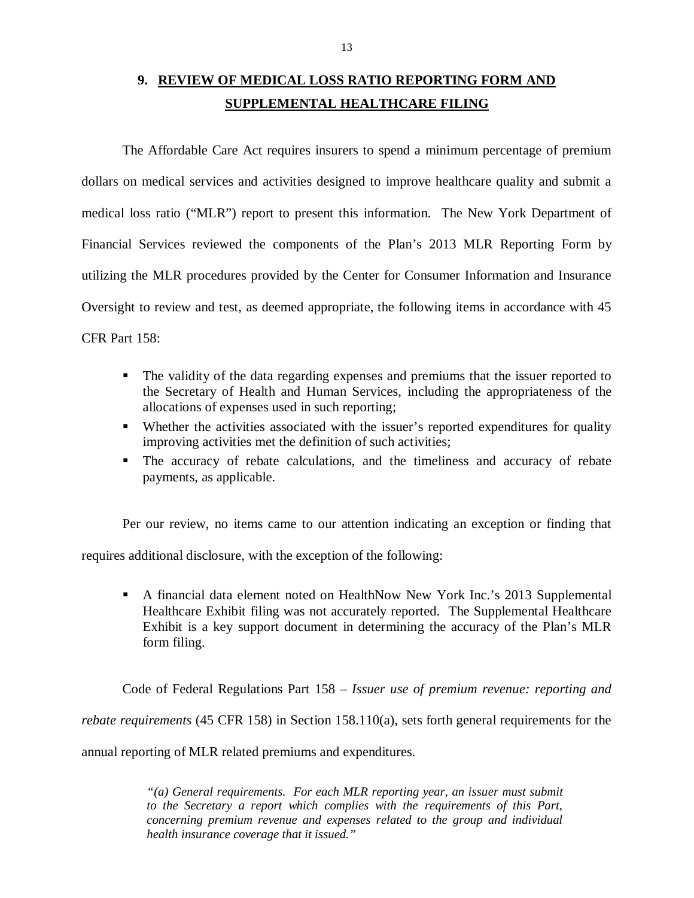## 9. REVIEW OF MEDICAL LOSS RATIO REPORTING FORM AND SUPPLEMENTAL HEALTHCARE FILING

The Affordable Care Act requires insurers to spend a minimum percentage of premium dollars on medical services and activities designed to improve healthcare quality and submit a medical loss ratio ("MLR") report to present this information. The New York Department of Financial Services reviewed the components of the Plan's 2013 MLR Reporting Form by utilizing the MLR procedures provided by the Center for Consumer Information and Insurance Oversight to review and test, as deemed appropriate, the following items in accordance with 45 CFR Part 158:

- The validity of the data regarding expenses and premiums that the issuer reported to the Secretary of Health and Human Services, including the appropriateness of the allocations of expenses used in such reporting;
- Whether the activities associated with the issuer's reported expenditures for quality improving activities met the definition of such activities;
- The accuracy of rebate calculations, and the timeliness and accuracy of rebate payments, as applicable.

Per our review, no items came to our attention indicating an exception or finding that requires additional disclosure, with the exception of the following:

- A financial data element noted on HealthNow New York Inc.'s 2013 Supplemental Healthcare Exhibit filing was not accurately reported. The Supplemental Healthcare Exhibit is a key support document in determining the accuracy of the Plan's MLR form filing.

Code of Federal Regulations Part 158 – *Issuer use of premium revenue: reporting and rebate requirements* (45 CFR 158) in Section 158.110(a), sets forth general requirements for the annual reporting of MLR related premiums and expenditures.

> *"(a) General requirements. For each MLR reporting year, an issuer must submit to the Secretary a report which complies with the requirements of this Part, concerning premium revenue and expenses related to the group and individual health insurance coverage that it issued."*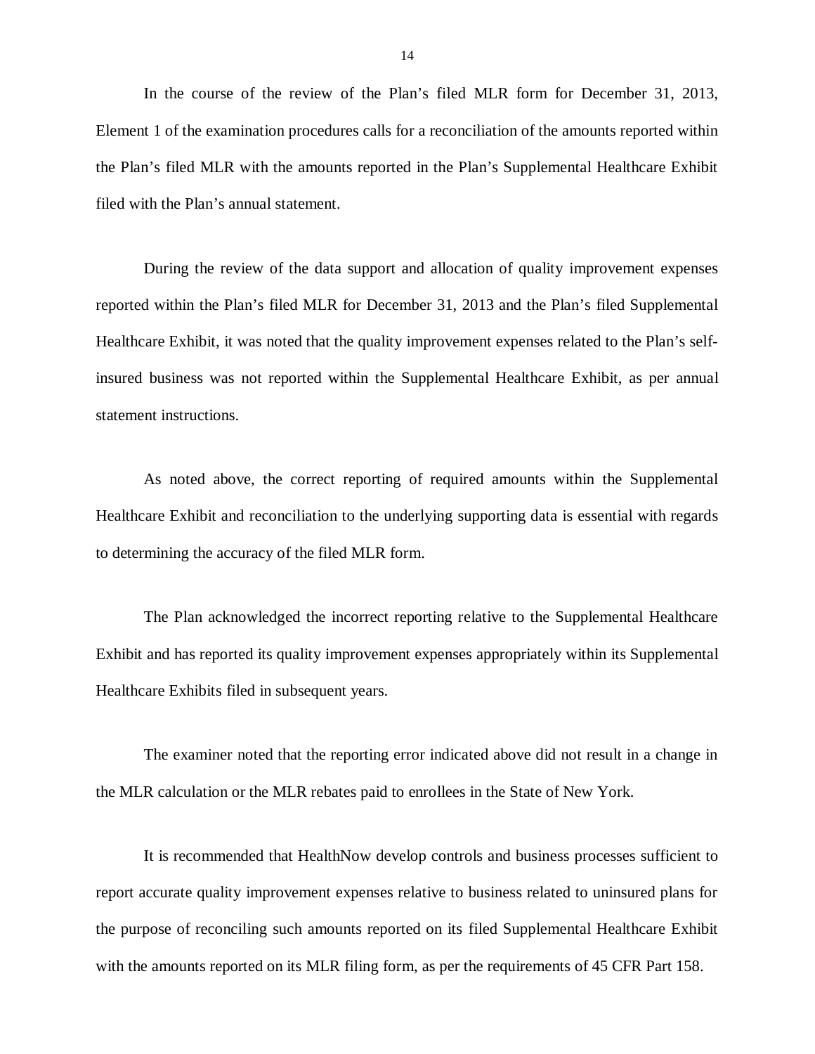In the course of the review of the Plan's filed MLR form for December 31, 2013, Element 1 of the examination procedures calls for a reconciliation of the amounts reported within the Plan's filed MLR with the amounts reported in the Plan's Supplemental Healthcare Exhibit filed with the Plan's annual statement.

During the review of the data support and allocation of quality improvement expenses reported within the Plan's filed MLR for December 31, 2013 and the Plan's filed Supplemental Healthcare Exhibit, it was noted that the quality improvement expenses related to the Plan's self-insured business was not reported within the Supplemental Healthcare Exhibit, as per annual statement instructions.

As noted above, the correct reporting of required amounts within the Supplemental Healthcare Exhibit and reconciliation to the underlying supporting data is essential with regards to determining the accuracy of the filed MLR form.

The Plan acknowledged the incorrect reporting relative to the Supplemental Healthcare Exhibit and has reported its quality improvement expenses appropriately within its Supplemental Healthcare Exhibits filed in subsequent years.

The examiner noted that the reporting error indicated above did not result in a change in the MLR calculation or the MLR rebates paid to enrollees in the State of New York.

It is recommended that HealthNow develop controls and business processes sufficient to report accurate quality improvement expenses relative to business related to uninsured plans for the purpose of reconciling such amounts reported on its filed Supplemental Healthcare Exhibit with the amounts reported on its MLR filing form, as per the requirements of 45 CFR Part 158.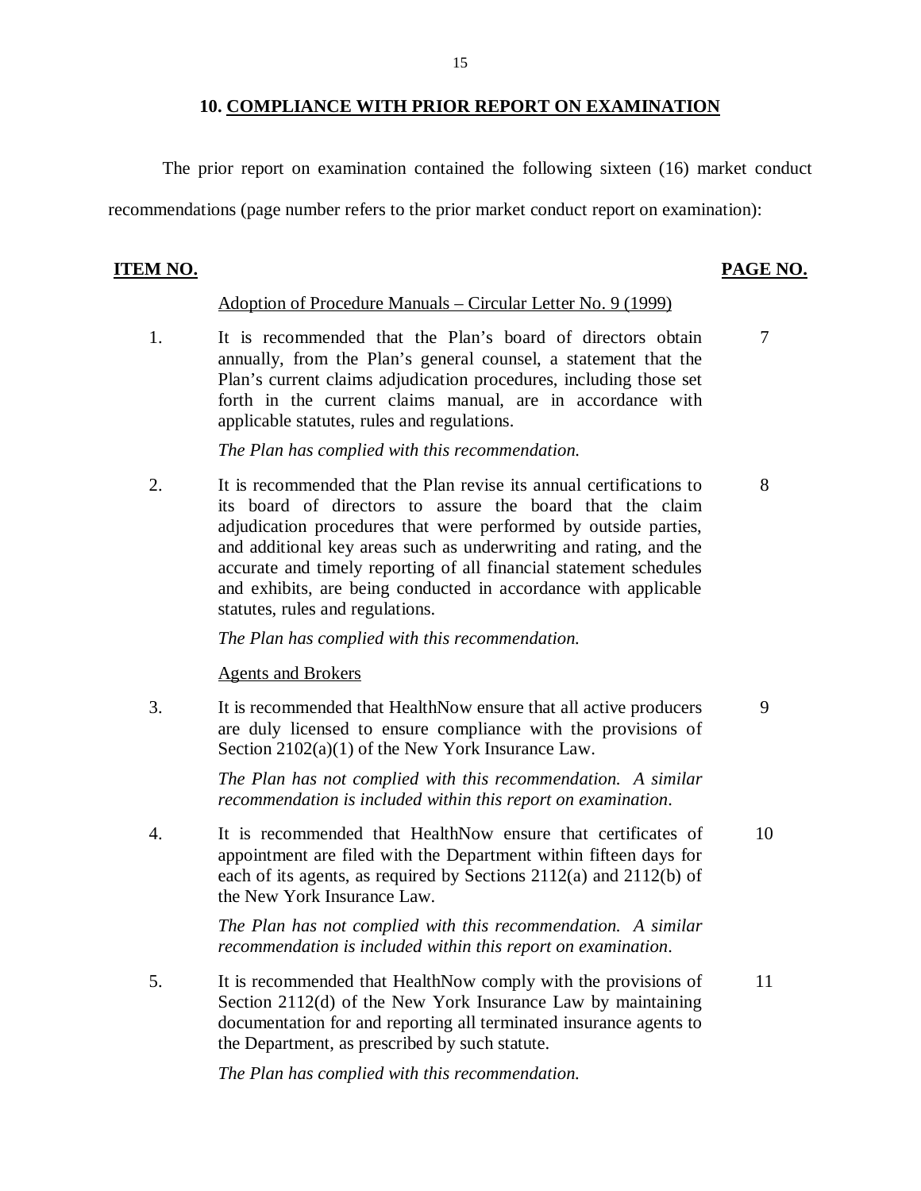## 10. COMPLIANCE WITH PRIOR REPORT ON EXAMINATION

The prior report on examination contained the following sixteen (16) market conduct recommendations (page number refers to the prior market conduct report on examination):

| ITEM NO. | | PAGE NO. |
|---|---|---|
| | Adoption of Procedure Manuals – Circular Letter No. 9 (1999) | |
| 1. | It is recommended that the Plan's board of directors obtain annually, from the Plan's general counsel, a statement that the Plan's current claims adjudication procedures, including those set forth in the current claims manual, are in accordance with applicable statutes, rules and regulations.<br><br>*The Plan has complied with this recommendation.* | 7 |
| 2. | It is recommended that the Plan revise its annual certifications to its board of directors to assure the board that the claim adjudication procedures that were performed by outside parties, and additional key areas such as underwriting and rating, and the accurate and timely reporting of all financial statement schedules and exhibits, are being conducted in accordance with applicable statutes, rules and regulations.<br><br>*The Plan has complied with this recommendation.* | 8 |
| | Agents and Brokers | |
| 3. | It is recommended that HealthNow ensure that all active producers are duly licensed to ensure compliance with the provisions of Section 2102(a)(1) of the New York Insurance Law.<br><br>*The Plan has not complied with this recommendation. A similar recommendation is included within this report on examination.* | 9 |
| 4. | It is recommended that HealthNow ensure that certificates of appointment are filed with the Department within fifteen days for each of its agents, as required by Sections 2112(a) and 2112(b) of the New York Insurance Law.<br><br>*The Plan has not complied with this recommendation. A similar recommendation is included within this report on examination.* | 10 |
| 5. | It is recommended that HealthNow comply with the provisions of Section 2112(d) of the New York Insurance Law by maintaining documentation for and reporting all terminated insurance agents to the Department, as prescribed by such statute.<br><br>*The Plan has complied with this recommendation.* | 11 |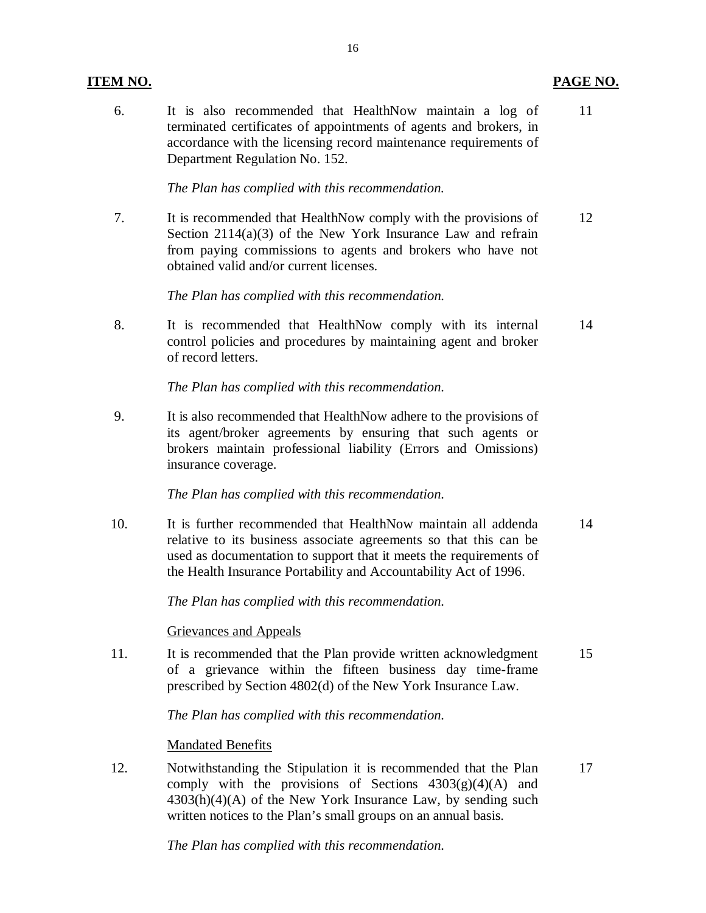| ITEM NO. | | PAGE NO. |
|---|---|---|
| 6. | It is also recommended that HealthNow maintain a log of terminated certificates of appointments of agents and brokers, in accordance with the licensing record maintenance requirements of Department Regulation No. 152.<br><br>*The Plan has complied with this recommendation.* | 11 |
| 7. | It is recommended that HealthNow comply with the provisions of Section 2114(a)(3) of the New York Insurance Law and refrain from paying commissions to agents and brokers who have not obtained valid and/or current licenses.<br><br>*The Plan has complied with this recommendation.* | 12 |
| 8. | It is recommended that HealthNow comply with its internal control policies and procedures by maintaining agent and broker of record letters.<br><br>*The Plan has complied with this recommendation.* | 14 |
| 9. | It is also recommended that HealthNow adhere to the provisions of its agent/broker agreements by ensuring that such agents or brokers maintain professional liability (Errors and Omissions) insurance coverage.<br><br>*The Plan has complied with this recommendation.* | |
| 10. | It is further recommended that HealthNow maintain all addenda relative to its business associate agreements so that this can be used as documentation to support that it meets the requirements of the Health Insurance Portability and Accountability Act of 1996.<br><br>*The Plan has complied with this recommendation.* | 14 |
| | <u>Grievances and Appeals</u> | |
| 11. | It is recommended that the Plan provide written acknowledgment of a grievance within the fifteen business day time-frame prescribed by Section 4802(d) of the New York Insurance Law.<br><br>*The Plan has complied with this recommendation.* | 15 |
| | <u>Mandated Benefits</u> | |
| 12. | Notwithstanding the Stipulation it is recommended that the Plan comply with the provisions of Sections 4303(g)(4)(A) and 4303(h)(4)(A) of the New York Insurance Law, by sending such written notices to the Plan's small groups on an annual basis.<br><br>*The Plan has complied with this recommendation.* | 17 |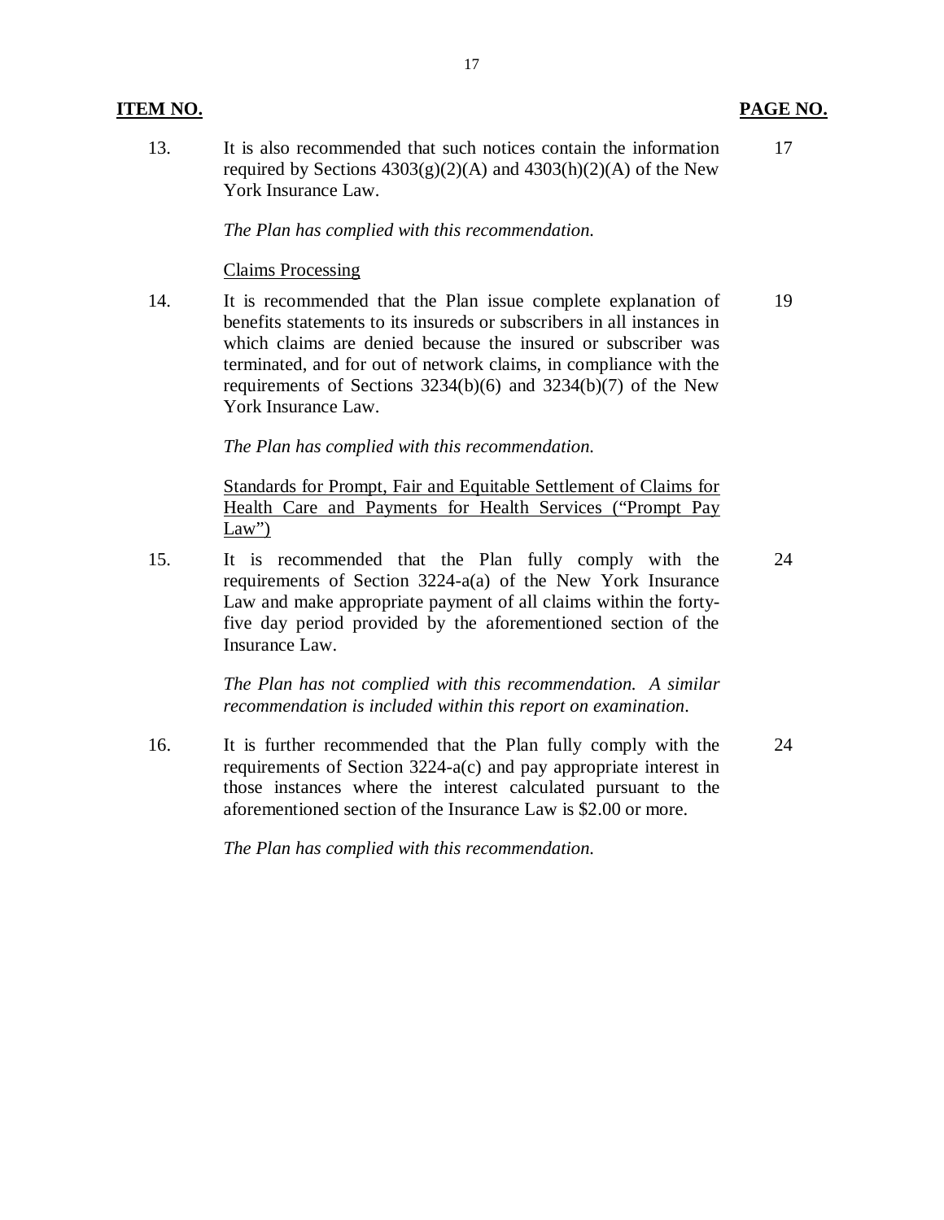| ITEM NO. | | PAGE NO. |
|---|---|---|
| 13. | It is also recommended that such notices contain the information required by Sections 4303(g)(2)(A) and 4303(h)(2)(A) of the New York Insurance Law.<br><br>*The Plan has complied with this recommendation.* | 17 |
| | <u>Claims Processing</u> | |
| 14. | It is recommended that the Plan issue complete explanation of benefits statements to its insureds or subscribers in all instances in which claims are denied because the insured or subscriber was terminated, and for out of network claims, in compliance with the requirements of Sections 3234(b)(6) and 3234(b)(7) of the New York Insurance Law.<br><br>*The Plan has complied with this recommendation.* | 19 |
| | <u>Standards for Prompt, Fair and Equitable Settlement of Claims for Health Care and Payments for Health Services ("Prompt Pay Law")</u> | |
| 15. | It is recommended that the Plan fully comply with the requirements of Section 3224-a(a) of the New York Insurance Law and make appropriate payment of all claims within the forty-five day period provided by the aforementioned section of the Insurance Law.<br><br>*The Plan has not complied with this recommendation. A similar recommendation is included within this report on examination.* | 24 |
| 16. | It is further recommended that the Plan fully comply with the requirements of Section 3224-a(c) and pay appropriate interest in those instances where the interest calculated pursuant to the aforementioned section of the Insurance Law is $2.00 or more.<br><br>*The Plan has complied with this recommendation.* | 24 |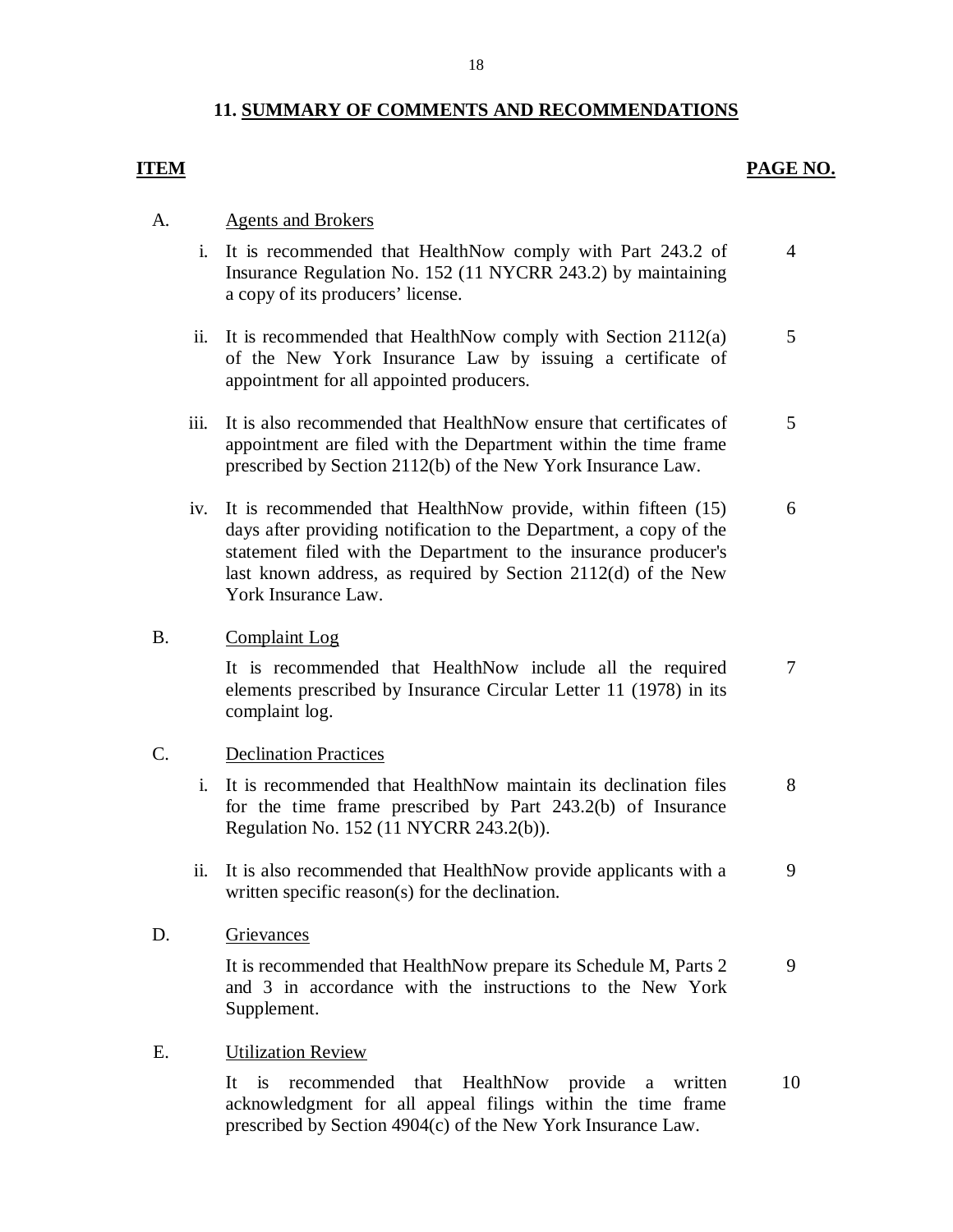## 11. SUMMARY OF COMMENTS AND RECOMMENDATIONS

| ITEM | | | PAGE NO. |
|---|---|---|---|
| A. | | Agents and Brokers | |
| | i. | It is recommended that HealthNow comply with Part 243.2 of Insurance Regulation No. 152 (11 NYCRR 243.2) by maintaining a copy of its producers' license. | 4 |
| | ii. | It is recommended that HealthNow comply with Section 2112(a) of the New York Insurance Law by issuing a certificate of appointment for all appointed producers. | 5 |
| | iii. | It is also recommended that HealthNow ensure that certificates of appointment are filed with the Department within the time frame prescribed by Section 2112(b) of the New York Insurance Law. | 5 |
| | iv. | It is recommended that HealthNow provide, within fifteen (15) days after providing notification to the Department, a copy of the statement filed with the Department to the insurance producer's last known address, as required by Section 2112(d) of the New York Insurance Law. | 6 |
| B. | | Complaint Log | |
| | | It is recommended that HealthNow include all the required elements prescribed by Insurance Circular Letter 11 (1978) in its complaint log. | 7 |
| C. | | Declination Practices | |
| | i. | It is recommended that HealthNow maintain its declination files for the time frame prescribed by Part 243.2(b) of Insurance Regulation No. 152 (11 NYCRR 243.2(b)). | 8 |
| | ii. | It is also recommended that HealthNow provide applicants with a written specific reason(s) for the declination. | 9 |
| D. | | Grievances | |
| | | It is recommended that HealthNow prepare its Schedule M, Parts 2 and 3 in accordance with the instructions to the New York Supplement. | 9 |
| E. | | Utilization Review | |
| | | It is recommended that HealthNow provide a written acknowledgment for all appeal filings within the time frame prescribed by Section 4904(c) of the New York Insurance Law. | 10 |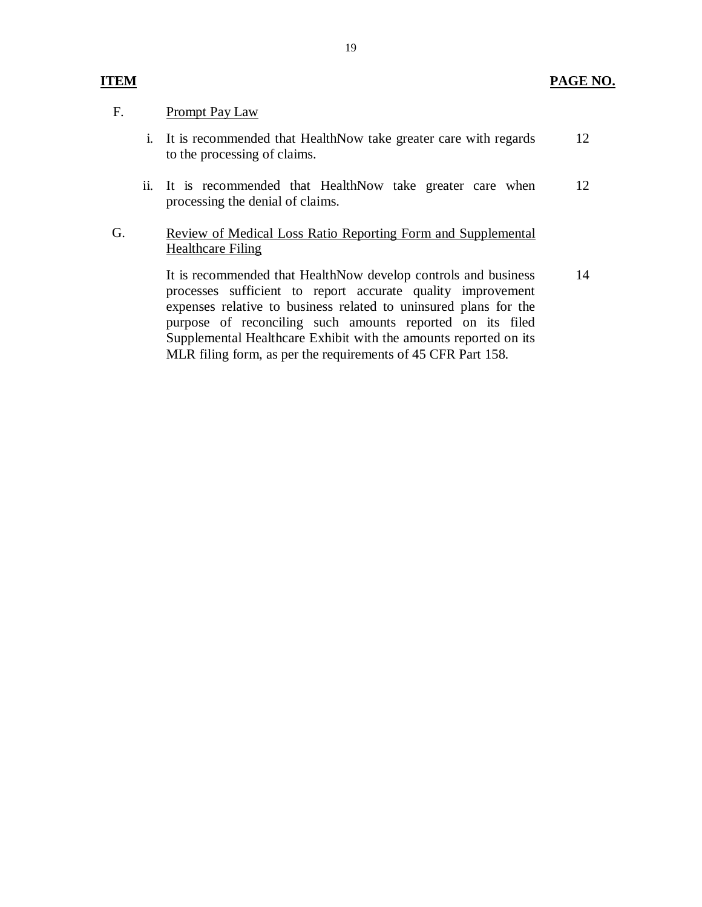| ITEM | | | PAGE NO. |
|---|---|---|---|
| F. | | Prompt Pay Law | |
| | i. | It is recommended that HealthNow take greater care with regards to the processing of claims. | 12 |
| | ii. | It is recommended that HealthNow take greater care when processing the denial of claims. | 12 |
| G. | | Review of Medical Loss Ratio Reporting Form and Supplemental Healthcare Filing | |
| | | It is recommended that HealthNow develop controls and business processes sufficient to report accurate quality improvement expenses relative to business related to uninsured plans for the purpose of reconciling such amounts reported on its filed Supplemental Healthcare Exhibit with the amounts reported on its MLR filing form, as per the requirements of 45 CFR Part 158. | 14 |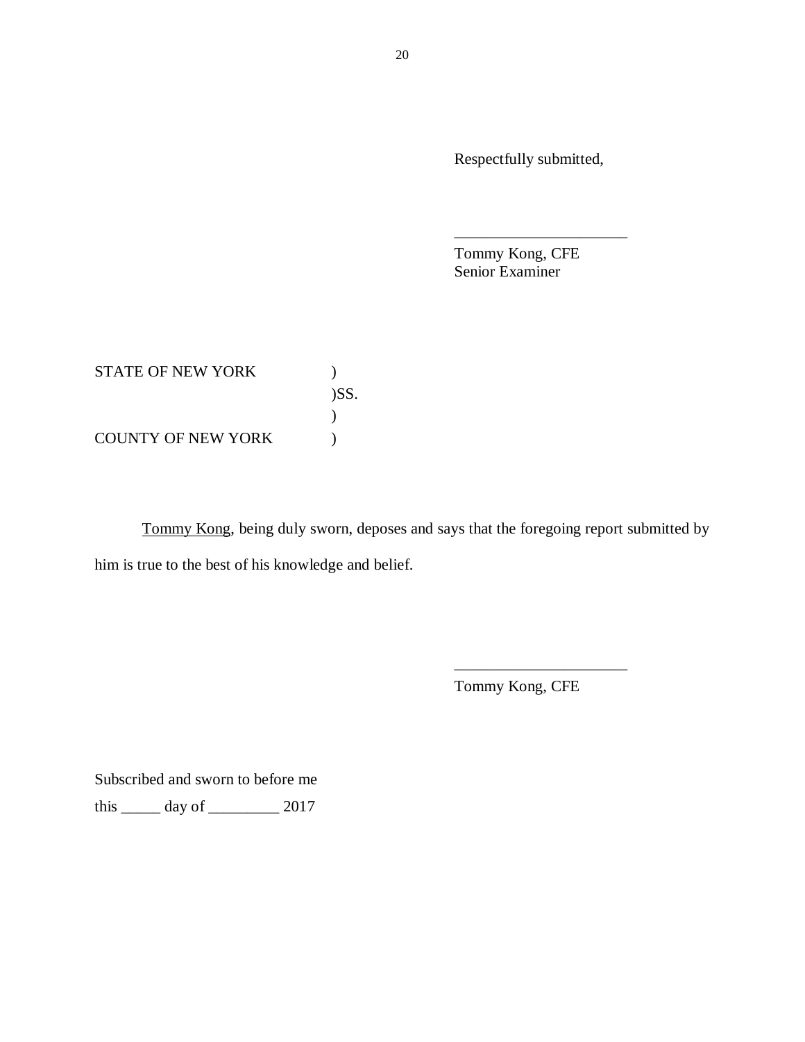Respectfully submitted,

_______________________

Tommy Kong, CFE
Senior Examiner

STATE OF NEW YORK )
)SS.
)
COUNTY OF NEW YORK )

Tommy Kong, being duly sworn, deposes and says that the foregoing report submitted by him is true to the best of his knowledge and belief.

_______________________

Tommy Kong, CFE

Subscribed and sworn to before me

this _____ day of _________ 2017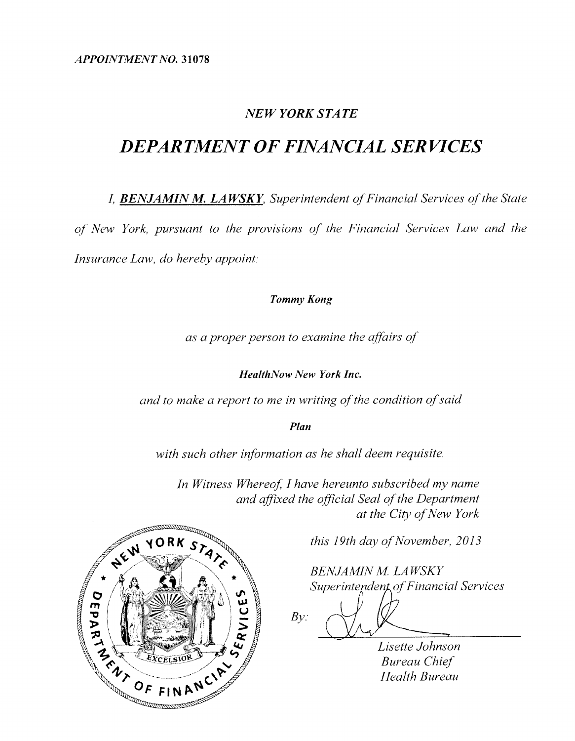*APPOINTMENT NO.* **31078**

## *NEW YORK STATE*

# *DEPARTMENT OF FINANCIAL SERVICES*

*I, **BENJAMIN M. LAWSKY**, Superintendent of Financial Services of the State of New York, pursuant to the provisions of the Financial Services Law and the Insurance Law, do hereby appoint:*

***Tommy Kong***

*as a proper person to examine the affairs of*

***HealthNow New York Inc.***

*and to make a report to me in writing of the condition of said*

***Plan***

*with such other information as he shall deem requisite.*

*In Witness Whereof, I have hereunto subscribed my name and affixed the official Seal of the Department at the City of New York*

*this 19th day of November, 2013*

*BENJAMIN M. LAWSKY*
*Superintendent of Financial Services*

*By:*

*Lisette Johnson*
*Bureau Chief*
*Health Bureau*